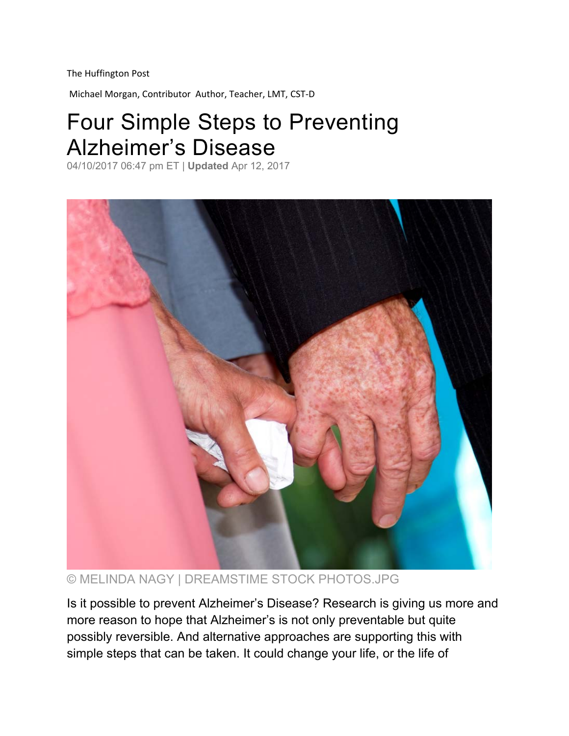The Huffington Post

Michael Morgan, Contributor Author, Teacher, LMT, CST-D

# Four Simple Steps to Preventing Alzheimer's Disease

04/10/2017 06:47 pm ET | **Updated** Apr 12, 2017

© MELINDA NAGY | DREAMSTIME STOCK PHOTOS.JPG

Is it possible to prevent Alzheimer's Disease? Research is giving us more and more reason to hope that Alzheimer's is not only preventable but quite possibly reversible. And alternative approaches are supporting this with simple steps that can be taken. It could change your life, or the life of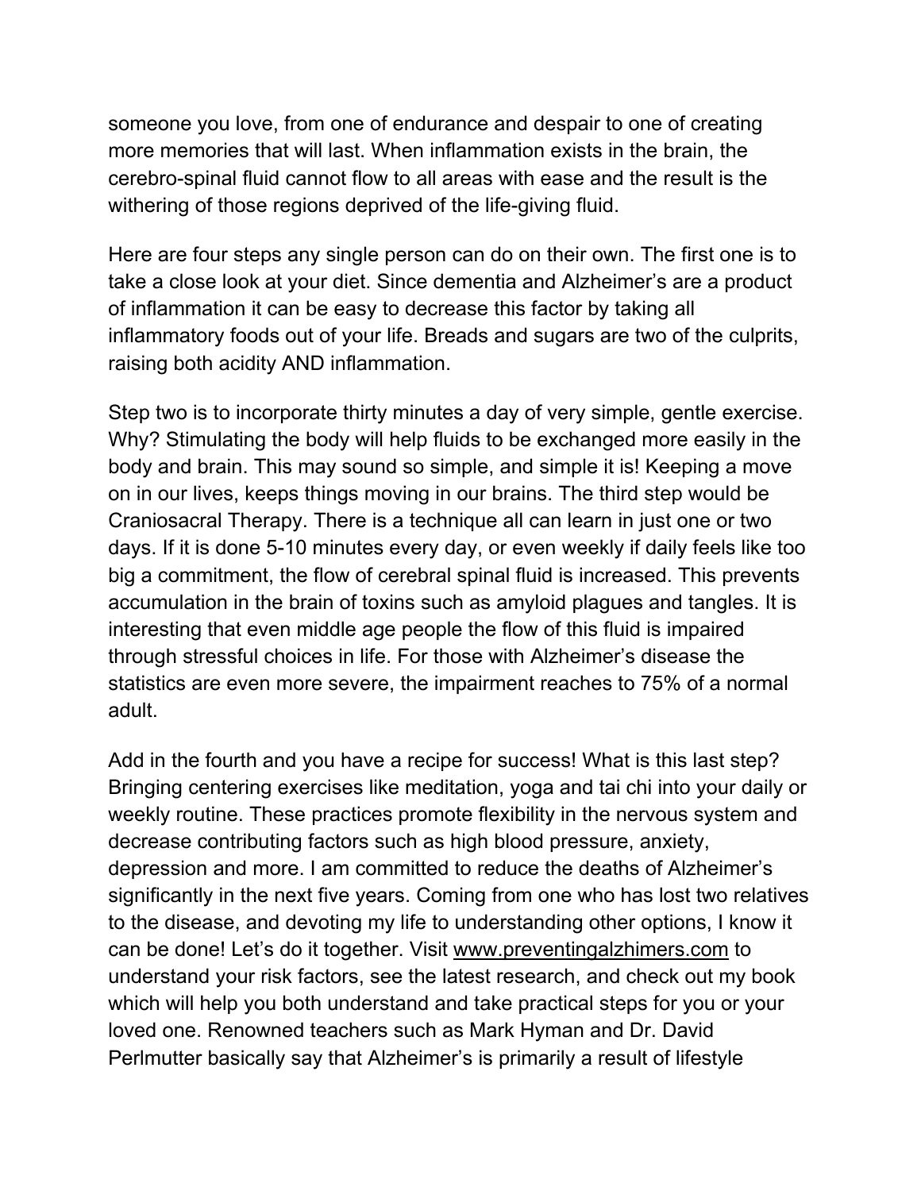someone you love, from one of endurance and despair to one of creating more memories that will last. When inflammation exists in the brain, the cerebro-spinal fluid cannot flow to all areas with ease and the result is the withering of those regions deprived of the life-giving fluid.

Here are four steps any single person can do on their own. The first one is to take a close look at your diet. Since dementia and Alzheimer's are a product of inflammation it can be easy to decrease this factor by taking all inflammatory foods out of your life. Breads and sugars are two of the culprits, raising both acidity AND inflammation.

Step two is to incorporate thirty minutes a day of very simple, gentle exercise. Why? Stimulating the body will help fluids to be exchanged more easily in the body and brain. This may sound so simple, and simple it is! Keeping a move on in our lives, keeps things moving in our brains. The third step would be Craniosacral Therapy. There is a technique all can learn in just one or two days. If it is done 5-10 minutes every day, or even weekly if daily feels like too big a commitment, the flow of cerebral spinal fluid is increased. This prevents accumulation in the brain of toxins such as amyloid plagues and tangles. It is interesting that even middle age people the flow of this fluid is impaired through stressful choices in life. For those with Alzheimer's disease the statistics are even more severe, the impairment reaches to 75% of a normal adult.

Add in the fourth and you have a recipe for success! What is this last step? Bringing centering exercises like meditation, yoga and tai chi into your daily or weekly routine. These practices promote flexibility in the nervous system and decrease contributing factors such as high blood pressure, anxiety, depression and more. I am committed to reduce the deaths of Alzheimer's significantly in the next five years. Coming from one who has lost two relatives to the disease, and devoting my life to understanding other options, I know it can be done! Let's do it together. Visit [www.preventingalzhimers.com](www.preventingalzhimers.com) to understand your risk factors, see the latest research, and check out my book which will help you both understand and take practical steps for you or your loved one. Renowned teachers such as Mark Hyman and Dr. David Perlmutter basically say that Alzheimer's is primarily a result of lifestyle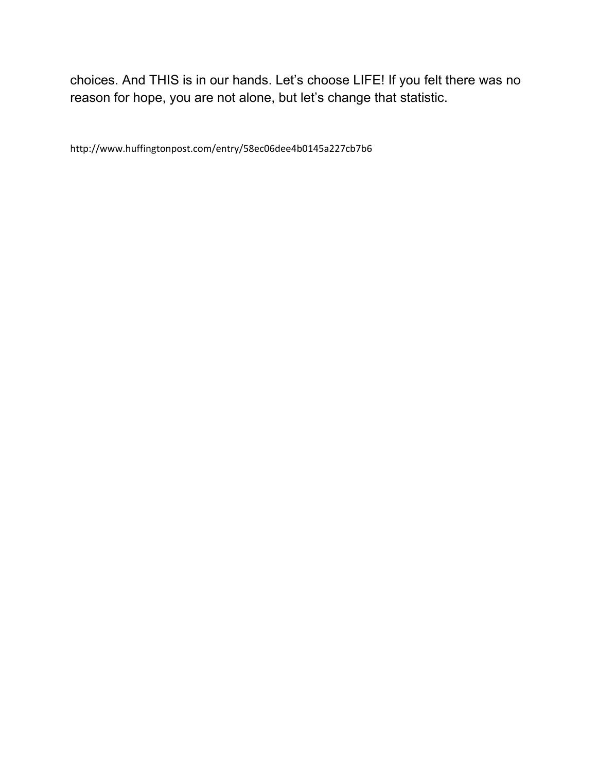choices. And THIS is in our hands. Let's choose LIFE! If you felt there was no reason for hope, you are not alone, but let's change that statistic.

http://www.huffingtonpost.com/entry/58ec06dee4b0145a227cb7b6